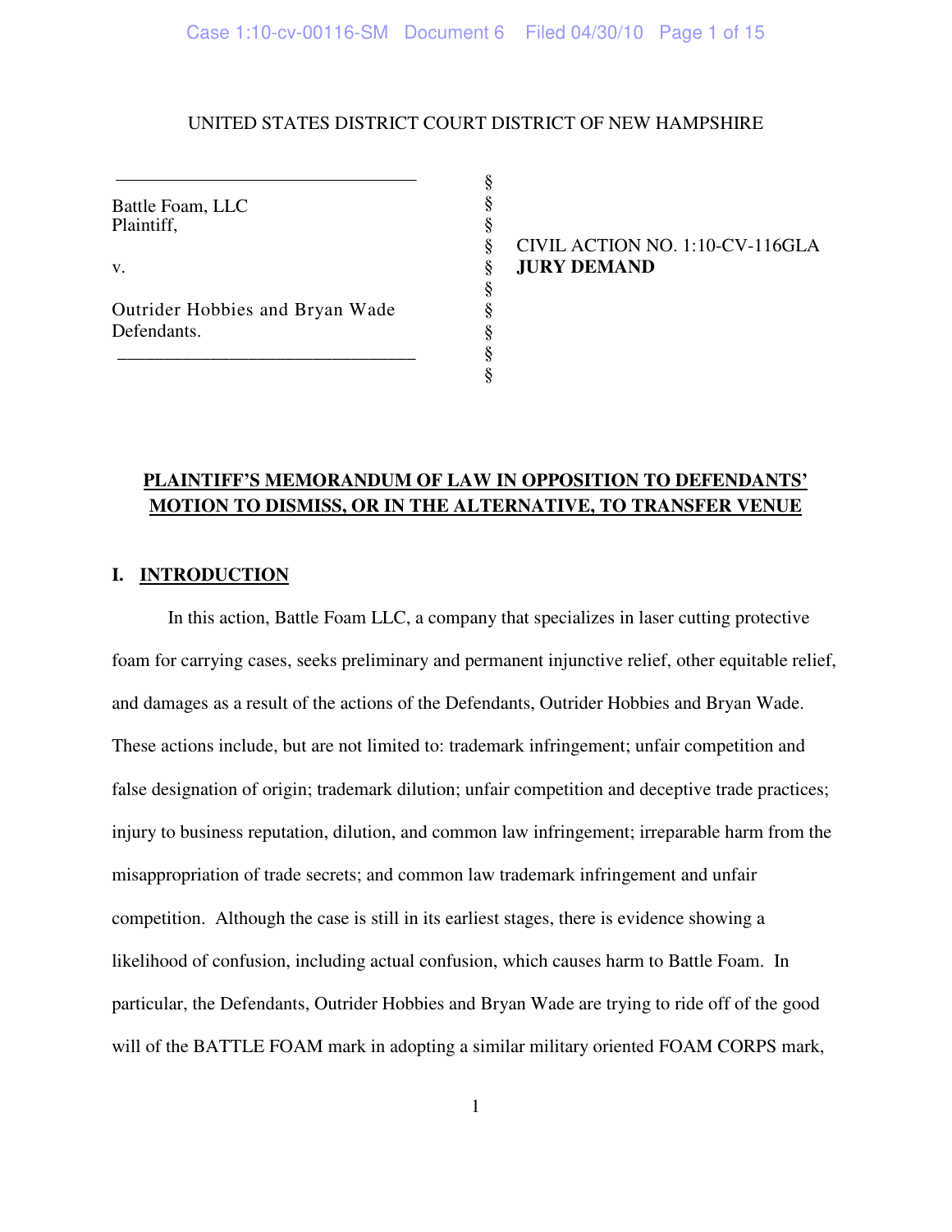UNITED STATES DISTRICT COURT DISTRICT OF NEW HAMPSHIRE

| | |
|---|---|
| Battle Foam, LLC<br>Plaintiff,<br><br>v.<br><br>Outrider Hobbies and Bryan Wade<br>Defendants. | CIVIL ACTION NO. 1:10-CV-116GLA<br>**JURY DEMAND** |

**PLAINTIFF'S MEMORANDUM OF LAW IN OPPOSITION TO DEFENDANTS' MOTION TO DISMISS, OR IN THE ALTERNATIVE, TO TRANSFER VENUE**

## I. INTRODUCTION

In this action, Battle Foam LLC, a company that specializes in laser cutting protective foam for carrying cases, seeks preliminary and permanent injunctive relief, other equitable relief, and damages as a result of the actions of the Defendants, Outrider Hobbies and Bryan Wade. These actions include, but are not limited to: trademark infringement; unfair competition and false designation of origin; trademark dilution; unfair competition and deceptive trade practices; injury to business reputation, dilution, and common law infringement; irreparable harm from the misappropriation of trade secrets; and common law trademark infringement and unfair competition. Although the case is still in its earliest stages, there is evidence showing a likelihood of confusion, including actual confusion, which causes harm to Battle Foam. In particular, the Defendants, Outrider Hobbies and Bryan Wade are trying to ride off of the good will of the BATTLE FOAM mark in adopting a similar military oriented FOAM CORPS mark,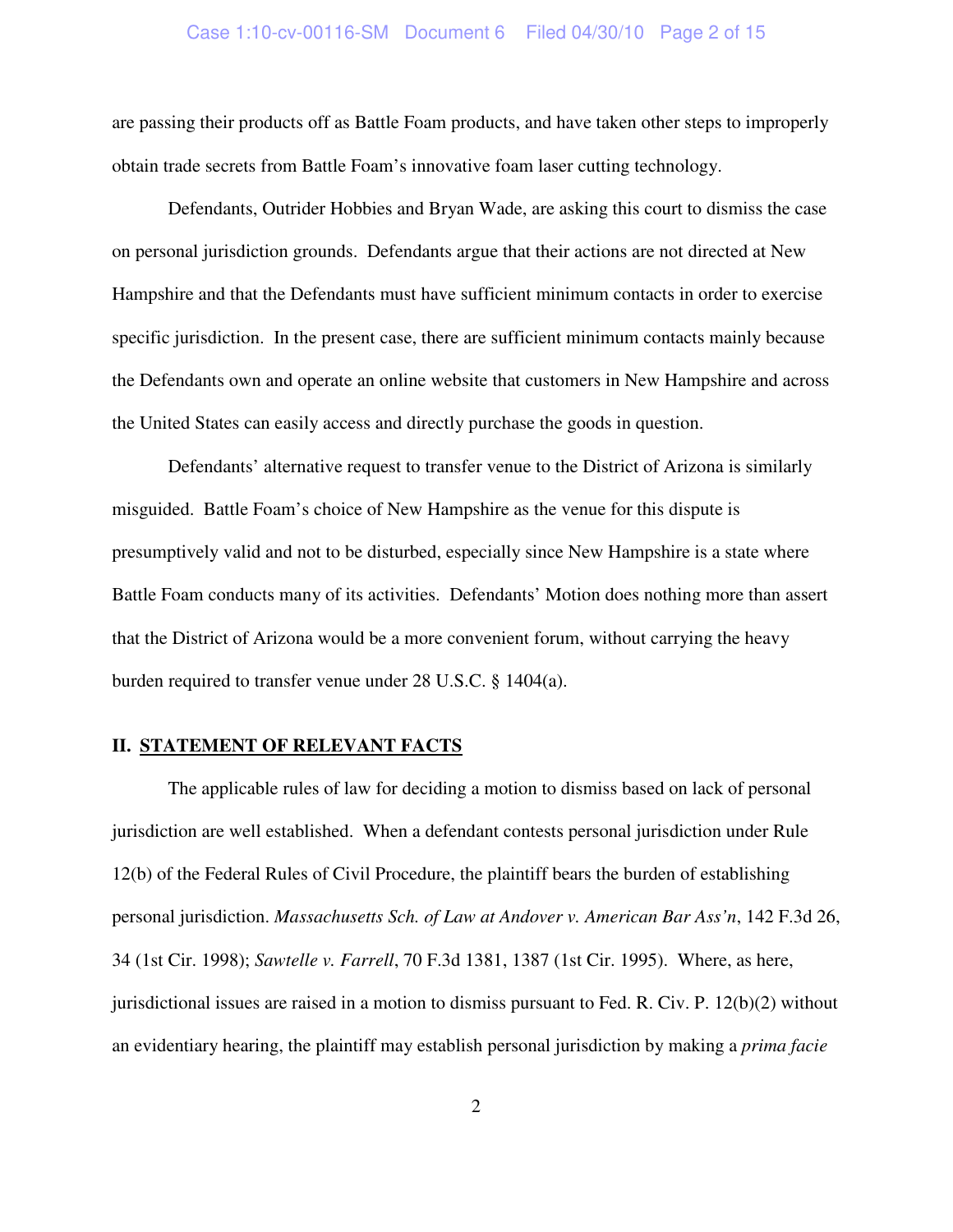are passing their products off as Battle Foam products, and have taken other steps to improperly obtain trade secrets from Battle Foam's innovative foam laser cutting technology.

Defendants, Outrider Hobbies and Bryan Wade, are asking this court to dismiss the case on personal jurisdiction grounds. Defendants argue that their actions are not directed at New Hampshire and that the Defendants must have sufficient minimum contacts in order to exercise specific jurisdiction. In the present case, there are sufficient minimum contacts mainly because the Defendants own and operate an online website that customers in New Hampshire and across the United States can easily access and directly purchase the goods in question.

Defendants' alternative request to transfer venue to the District of Arizona is similarly misguided. Battle Foam's choice of New Hampshire as the venue for this dispute is presumptively valid and not to be disturbed, especially since New Hampshire is a state where Battle Foam conducts many of its activities. Defendants' Motion does nothing more than assert that the District of Arizona would be a more convenient forum, without carrying the heavy burden required to transfer venue under 28 U.S.C. § 1404(a).

## II. STATEMENT OF RELEVANT FACTS

The applicable rules of law for deciding a motion to dismiss based on lack of personal jurisdiction are well established. When a defendant contests personal jurisdiction under Rule 12(b) of the Federal Rules of Civil Procedure, the plaintiff bears the burden of establishing personal jurisdiction. *Massachusetts Sch. of Law at Andover v. American Bar Ass'n*, 142 F.3d 26, 34 (1st Cir. 1998); *Sawtelle v. Farrell*, 70 F.3d 1381, 1387 (1st Cir. 1995). Where, as here, jurisdictional issues are raised in a motion to dismiss pursuant to Fed. R. Civ. P. 12(b)(2) without an evidentiary hearing, the plaintiff may establish personal jurisdiction by making a *prima facie*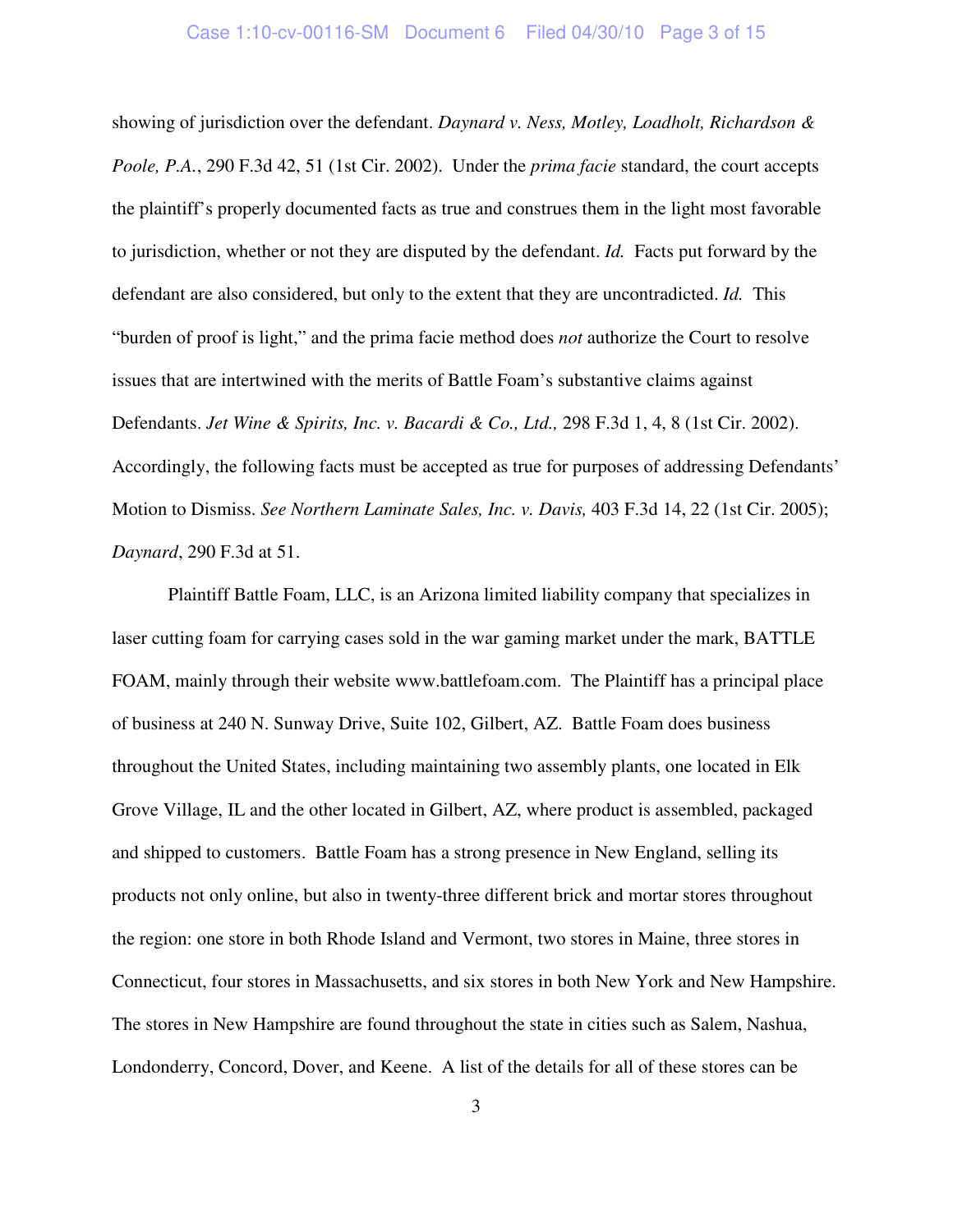showing of jurisdiction over the defendant. *Daynard v. Ness, Motley, Loadholt, Richardson & Poole, P.A.*, 290 F.3d 42, 51 (1st Cir. 2002). Under the *prima facie* standard, the court accepts the plaintiff's properly documented facts as true and construes them in the light most favorable to jurisdiction, whether or not they are disputed by the defendant. *Id.* Facts put forward by the defendant are also considered, but only to the extent that they are uncontradicted. *Id.* This "burden of proof is light," and the prima facie method does *not* authorize the Court to resolve issues that are intertwined with the merits of Battle Foam's substantive claims against Defendants. *Jet Wine & Spirits, Inc. v. Bacardi & Co., Ltd.,* 298 F.3d 1, 4, 8 (1st Cir. 2002). Accordingly, the following facts must be accepted as true for purposes of addressing Defendants' Motion to Dismiss. *See Northern Laminate Sales, Inc. v. Davis,* 403 F.3d 14, 22 (1st Cir. 2005); *Daynard*, 290 F.3d at 51.

Plaintiff Battle Foam, LLC, is an Arizona limited liability company that specializes in laser cutting foam for carrying cases sold in the war gaming market under the mark, BATTLE FOAM, mainly through their website www.battlefoam.com. The Plaintiff has a principal place of business at 240 N. Sunway Drive, Suite 102, Gilbert, AZ. Battle Foam does business throughout the United States, including maintaining two assembly plants, one located in Elk Grove Village, IL and the other located in Gilbert, AZ, where product is assembled, packaged and shipped to customers. Battle Foam has a strong presence in New England, selling its products not only online, but also in twenty-three different brick and mortar stores throughout the region: one store in both Rhode Island and Vermont, two stores in Maine, three stores in Connecticut, four stores in Massachusetts, and six stores in both New York and New Hampshire. The stores in New Hampshire are found throughout the state in cities such as Salem, Nashua, Londonderry, Concord, Dover, and Keene. A list of the details for all of these stores can be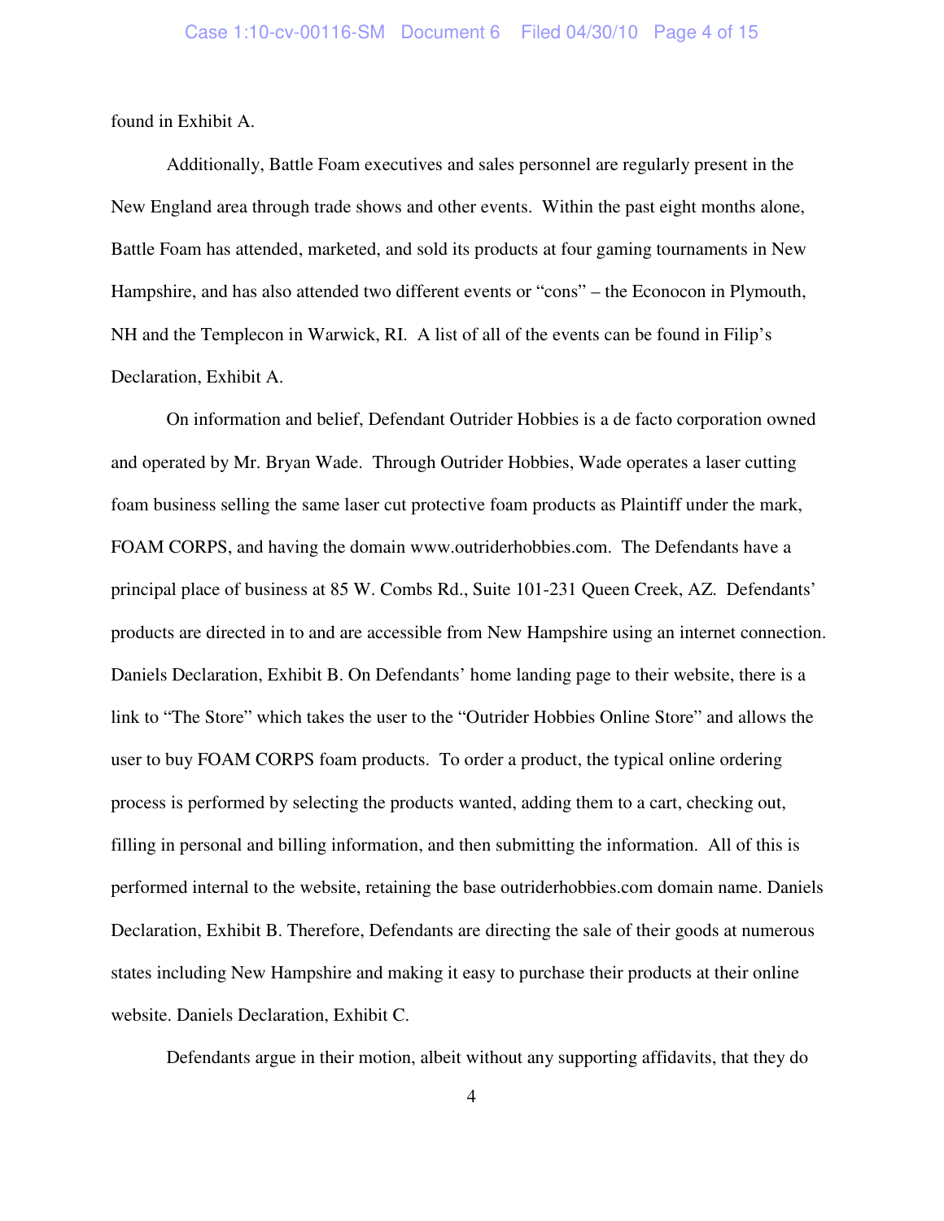found in Exhibit A.

Additionally, Battle Foam executives and sales personnel are regularly present in the New England area through trade shows and other events. Within the past eight months alone, Battle Foam has attended, marketed, and sold its products at four gaming tournaments in New Hampshire, and has also attended two different events or "cons" – the Econocon in Plymouth, NH and the Templecon in Warwick, RI. A list of all of the events can be found in Filip's Declaration, Exhibit A.

On information and belief, Defendant Outrider Hobbies is a de facto corporation owned and operated by Mr. Bryan Wade. Through Outrider Hobbies, Wade operates a laser cutting foam business selling the same laser cut protective foam products as Plaintiff under the mark, FOAM CORPS, and having the domain www.outriderhobbies.com. The Defendants have a principal place of business at 85 W. Combs Rd., Suite 101-231 Queen Creek, AZ. Defendants' products are directed in to and are accessible from New Hampshire using an internet connection. Daniels Declaration, Exhibit B. On Defendants' home landing page to their website, there is a link to "The Store" which takes the user to the "Outrider Hobbies Online Store" and allows the user to buy FOAM CORPS foam products. To order a product, the typical online ordering process is performed by selecting the products wanted, adding them to a cart, checking out, filling in personal and billing information, and then submitting the information. All of this is performed internal to the website, retaining the base outriderhobbies.com domain name. Daniels Declaration, Exhibit B. Therefore, Defendants are directing the sale of their goods at numerous states including New Hampshire and making it easy to purchase their products at their online website. Daniels Declaration, Exhibit C.

Defendants argue in their motion, albeit without any supporting affidavits, that they do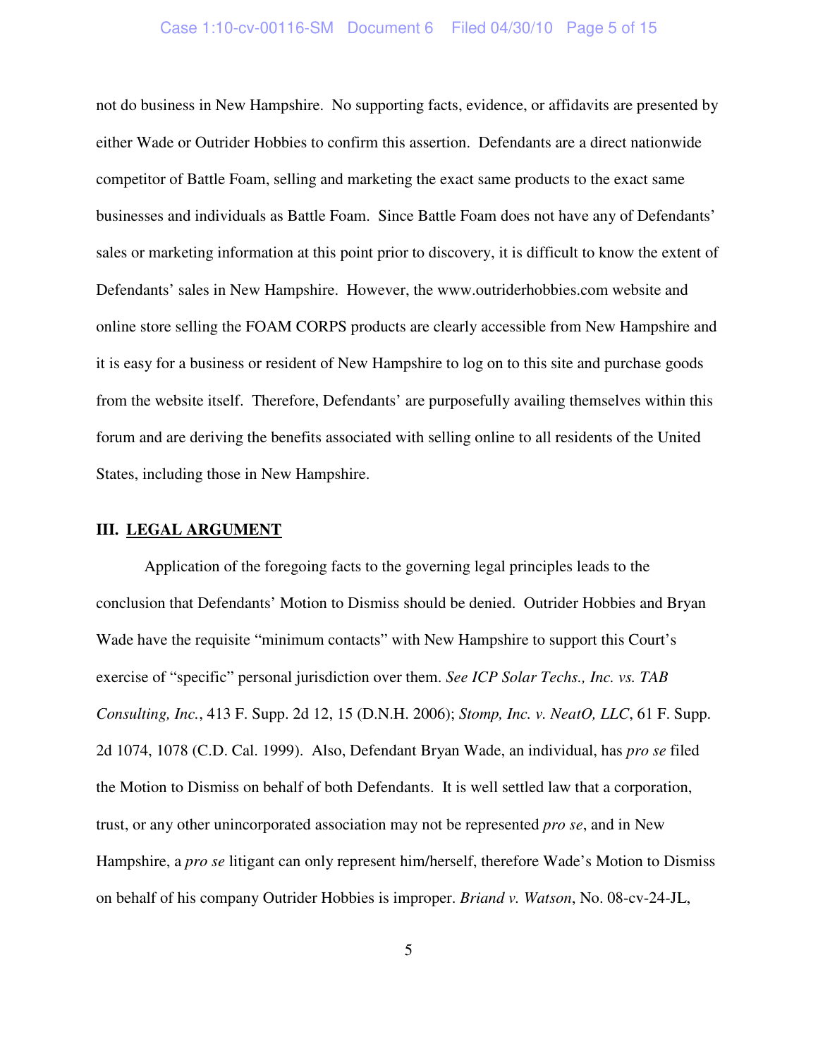not do business in New Hampshire. No supporting facts, evidence, or affidavits are presented by either Wade or Outrider Hobbies to confirm this assertion. Defendants are a direct nationwide competitor of Battle Foam, selling and marketing the exact same products to the exact same businesses and individuals as Battle Foam. Since Battle Foam does not have any of Defendants' sales or marketing information at this point prior to discovery, it is difficult to know the extent of Defendants' sales in New Hampshire. However, the www.outriderhobbies.com website and online store selling the FOAM CORPS products are clearly accessible from New Hampshire and it is easy for a business or resident of New Hampshire to log on to this site and purchase goods from the website itself. Therefore, Defendants' are purposefully availing themselves within this forum and are deriving the benefits associated with selling online to all residents of the United States, including those in New Hampshire.

## III. LEGAL ARGUMENT

Application of the foregoing facts to the governing legal principles leads to the conclusion that Defendants' Motion to Dismiss should be denied. Outrider Hobbies and Bryan Wade have the requisite "minimum contacts" with New Hampshire to support this Court's exercise of "specific" personal jurisdiction over them. *See ICP Solar Techs., Inc. vs. TAB Consulting, Inc.*, 413 F. Supp. 2d 12, 15 (D.N.H. 2006); *Stomp, Inc. v. NeatO, LLC*, 61 F. Supp. 2d 1074, 1078 (C.D. Cal. 1999). Also, Defendant Bryan Wade, an individual, has *pro se* filed the Motion to Dismiss on behalf of both Defendants. It is well settled law that a corporation, trust, or any other unincorporated association may not be represented *pro se*, and in New Hampshire, a *pro se* litigant can only represent him/herself, therefore Wade's Motion to Dismiss on behalf of his company Outrider Hobbies is improper. *Briand v. Watson*, No. 08-cv-24-JL,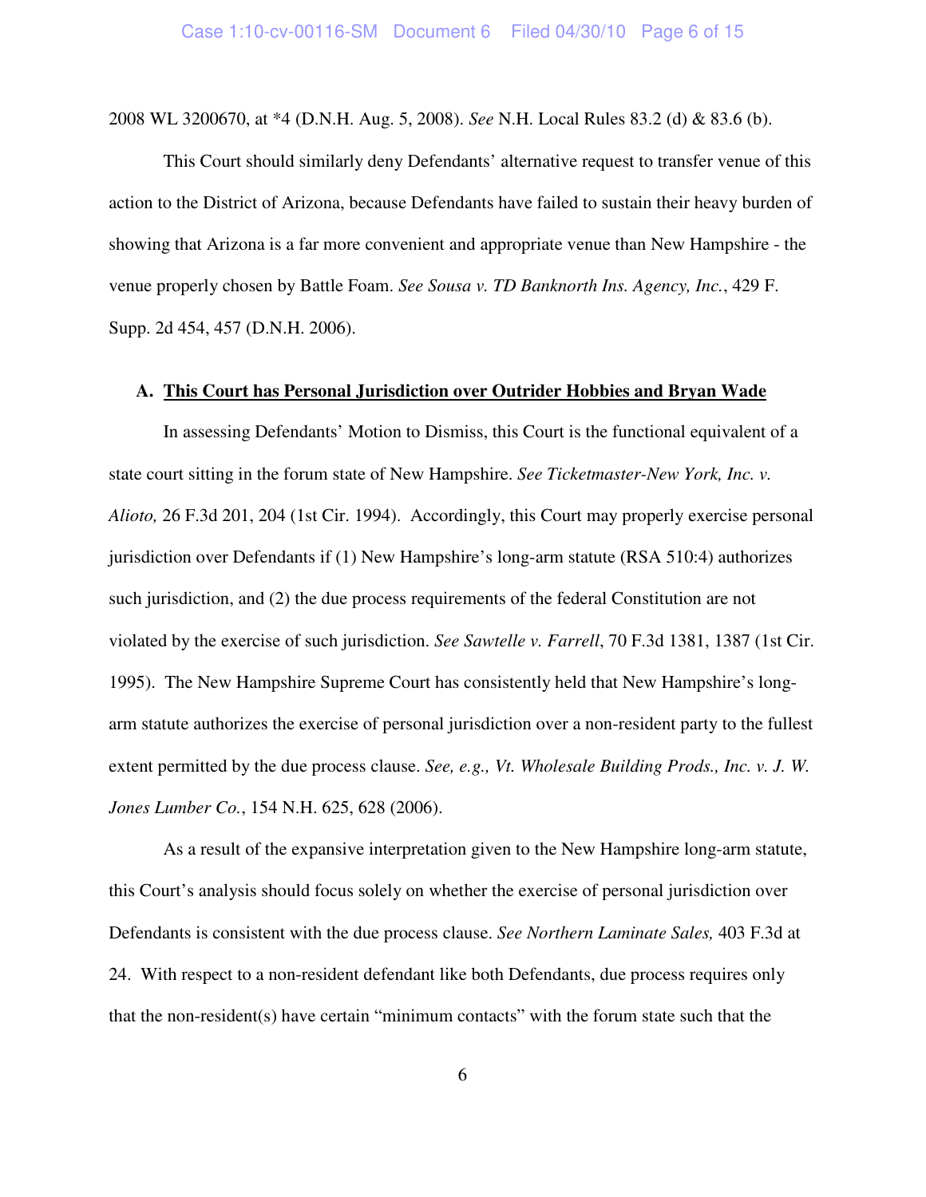2008 WL 3200670, at *4 (D.N.H. Aug. 5, 2008). *See* N.H. Local Rules 83.2 (d) & 83.6 (b).

This Court should similarly deny Defendants' alternative request to transfer venue of this action to the District of Arizona, because Defendants have failed to sustain their heavy burden of showing that Arizona is a far more convenient and appropriate venue than New Hampshire - the venue properly chosen by Battle Foam. *See Sousa v. TD Banknorth Ins. Agency, Inc.*, 429 F. Supp. 2d 454, 457 (D.N.H. 2006).

### A. <u>This Court has Personal Jurisdiction over Outrider Hobbies and Bryan Wade</u>

In assessing Defendants' Motion to Dismiss, this Court is the functional equivalent of a state court sitting in the forum state of New Hampshire. *See Ticketmaster-New York, Inc. v. Alioto,* 26 F.3d 201, 204 (1st Cir. 1994). Accordingly, this Court may properly exercise personal jurisdiction over Defendants if (1) New Hampshire's long-arm statute (RSA 510:4) authorizes such jurisdiction, and (2) the due process requirements of the federal Constitution are not violated by the exercise of such jurisdiction. *See Sawtelle v. Farrell*, 70 F.3d 1381, 1387 (1st Cir. 1995). The New Hampshire Supreme Court has consistently held that New Hampshire's long-arm statute authorizes the exercise of personal jurisdiction over a non-resident party to the fullest extent permitted by the due process clause. *See, e.g., Vt. Wholesale Building Prods., Inc. v. J. W. Jones Lumber Co.*, 154 N.H. 625, 628 (2006).

As a result of the expansive interpretation given to the New Hampshire long-arm statute, this Court's analysis should focus solely on whether the exercise of personal jurisdiction over Defendants is consistent with the due process clause. *See Northern Laminate Sales,* 403 F.3d at 24. With respect to a non-resident defendant like both Defendants, due process requires only that the non-resident(s) have certain "minimum contacts" with the forum state such that the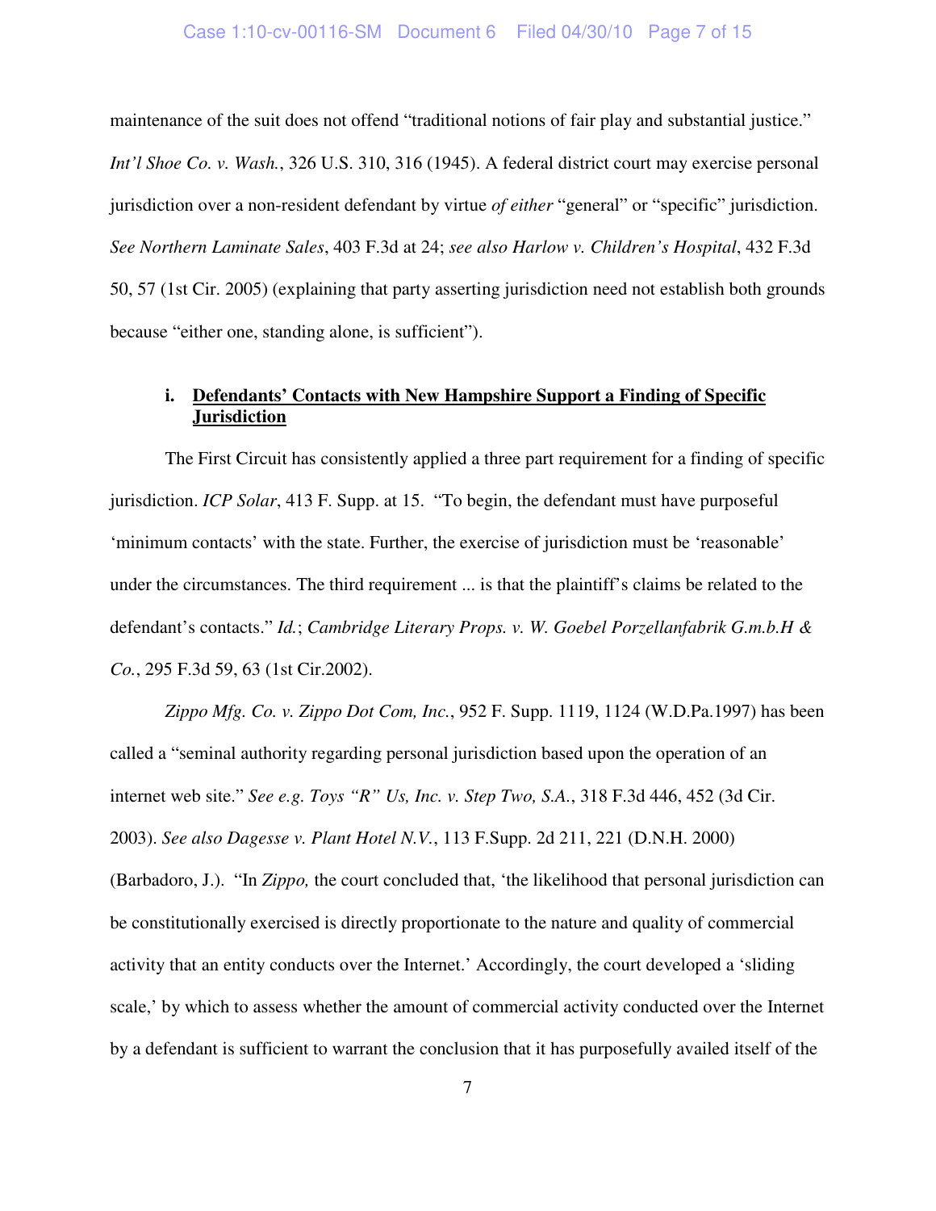maintenance of the suit does not offend "traditional notions of fair play and substantial justice." *Int'l Shoe Co. v. Wash.*, 326 U.S. 310, 316 (1945). A federal district court may exercise personal jurisdiction over a non-resident defendant by virtue *of either* "general" or "specific" jurisdiction. *See Northern Laminate Sales*, 403 F.3d at 24; *see also Harlow v. Children's Hospital*, 432 F.3d 50, 57 (1st Cir. 2005) (explaining that party asserting jurisdiction need not establish both grounds because "either one, standing alone, is sufficient").

**i. <u>Defendants' Contacts with New Hampshire Support a Finding of Specific Jurisdiction</u>**

The First Circuit has consistently applied a three part requirement for a finding of specific jurisdiction. *ICP Solar*, 413 F. Supp. at 15. "To begin, the defendant must have purposeful 'minimum contacts' with the state. Further, the exercise of jurisdiction must be 'reasonable' under the circumstances. The third requirement ... is that the plaintiff's claims be related to the defendant's contacts." *Id.*; *Cambridge Literary Props. v. W. Goebel Porzellanfabrik G.m.b.H & Co.*, 295 F.3d 59, 63 (1st Cir.2002).

*Zippo Mfg. Co. v. Zippo Dot Com, Inc.*, 952 F. Supp. 1119, 1124 (W.D.Pa.1997) has been called a "seminal authority regarding personal jurisdiction based upon the operation of an internet web site." *See e.g. Toys "R" Us, Inc. v. Step Two, S.A.*, 318 F.3d 446, 452 (3d Cir. 2003). *See also Dagesse v. Plant Hotel N.V.*, 113 F.Supp. 2d 211, 221 (D.N.H. 2000) (Barbadoro, J.). "In *Zippo,* the court concluded that, 'the likelihood that personal jurisdiction can be constitutionally exercised is directly proportionate to the nature and quality of commercial activity that an entity conducts over the Internet.' Accordingly, the court developed a 'sliding scale,' by which to assess whether the amount of commercial activity conducted over the Internet by a defendant is sufficient to warrant the conclusion that it has purposefully availed itself of the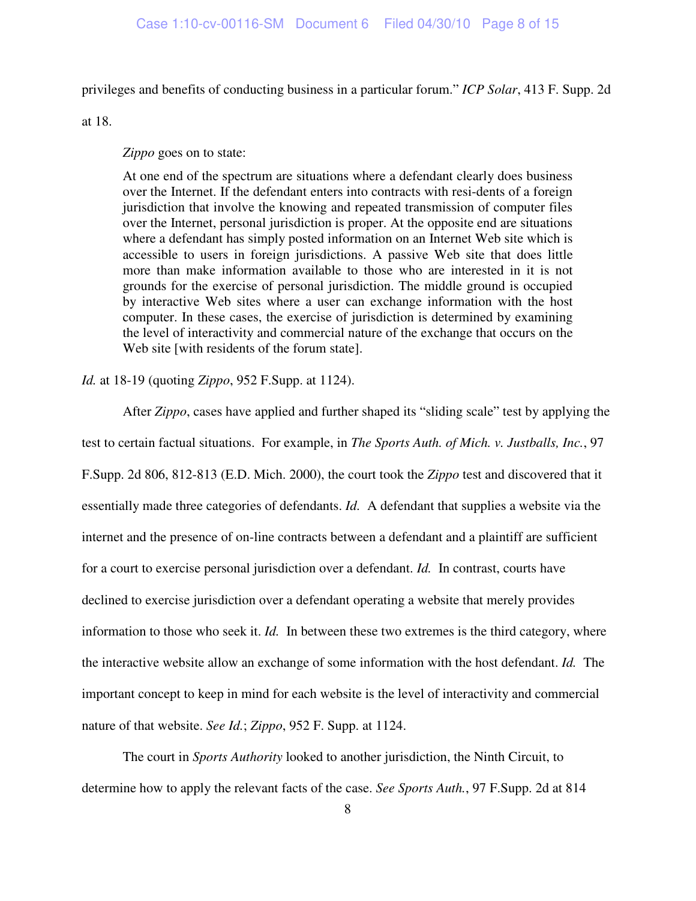privileges and benefits of conducting business in a particular forum." *ICP Solar*, 413 F. Supp. 2d at 18.

*Zippo* goes on to state:

> At one end of the spectrum are situations where a defendant clearly does business over the Internet. If the defendant enters into contracts with resi-dents of a foreign jurisdiction that involve the knowing and repeated transmission of computer files over the Internet, personal jurisdiction is proper. At the opposite end are situations where a defendant has simply posted information on an Internet Web site which is accessible to users in foreign jurisdictions. A passive Web site that does little more than make information available to those who are interested in it is not grounds for the exercise of personal jurisdiction. The middle ground is occupied by interactive Web sites where a user can exchange information with the host computer. In these cases, the exercise of jurisdiction is determined by examining the level of interactivity and commercial nature of the exchange that occurs on the Web site [with residents of the forum state].

*Id.* at 18-19 (quoting *Zippo*, 952 F.Supp. at 1124).

After *Zippo*, cases have applied and further shaped its "sliding scale" test by applying the test to certain factual situations. For example, in *The Sports Auth. of Mich. v. Justballs, Inc.*, 97 F.Supp. 2d 806, 812-813 (E.D. Mich. 2000), the court took the *Zippo* test and discovered that it essentially made three categories of defendants. *Id.* A defendant that supplies a website via the internet and the presence of on-line contracts between a defendant and a plaintiff are sufficient for a court to exercise personal jurisdiction over a defendant. *Id.* In contrast, courts have declined to exercise jurisdiction over a defendant operating a website that merely provides information to those who seek it. *Id.* In between these two extremes is the third category, where the interactive website allow an exchange of some information with the host defendant. *Id.* The important concept to keep in mind for each website is the level of interactivity and commercial nature of that website. *See Id.*; *Zippo*, 952 F. Supp. at 1124.

The court in *Sports Authority* looked to another jurisdiction, the Ninth Circuit, to determine how to apply the relevant facts of the case. *See Sports Auth.*, 97 F.Supp. 2d at 814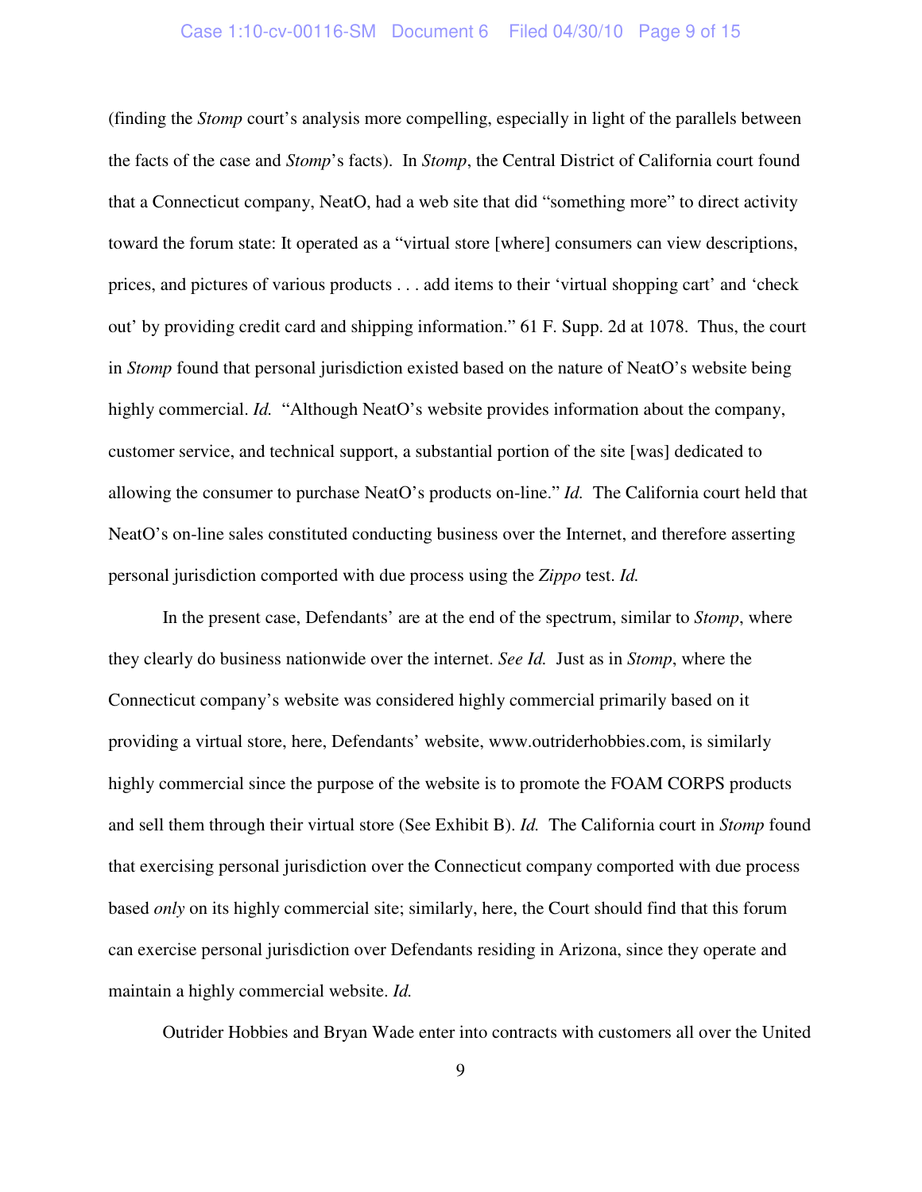(finding the *Stomp* court's analysis more compelling, especially in light of the parallels between the facts of the case and *Stomp*'s facts). In *Stomp*, the Central District of California court found that a Connecticut company, NeatO, had a web site that did "something more" to direct activity toward the forum state: It operated as a "virtual store [where] consumers can view descriptions, prices, and pictures of various products . . . add items to their 'virtual shopping cart' and 'check out' by providing credit card and shipping information." 61 F. Supp. 2d at 1078. Thus, the court in *Stomp* found that personal jurisdiction existed based on the nature of NeatO's website being highly commercial. *Id.* "Although NeatO's website provides information about the company, customer service, and technical support, a substantial portion of the site [was] dedicated to allowing the consumer to purchase NeatO's products on-line." *Id.* The California court held that NeatO's on-line sales constituted conducting business over the Internet, and therefore asserting personal jurisdiction comported with due process using the *Zippo* test. *Id.*

In the present case, Defendants' are at the end of the spectrum, similar to *Stomp*, where they clearly do business nationwide over the internet. *See Id.* Just as in *Stomp*, where the Connecticut company's website was considered highly commercial primarily based on it providing a virtual store, here, Defendants' website, www.outriderhobbies.com, is similarly highly commercial since the purpose of the website is to promote the FOAM CORPS products and sell them through their virtual store (See Exhibit B). *Id.* The California court in *Stomp* found that exercising personal jurisdiction over the Connecticut company comported with due process based *only* on its highly commercial site; similarly, here, the Court should find that this forum can exercise personal jurisdiction over Defendants residing in Arizona, since they operate and maintain a highly commercial website. *Id.*

Outrider Hobbies and Bryan Wade enter into contracts with customers all over the United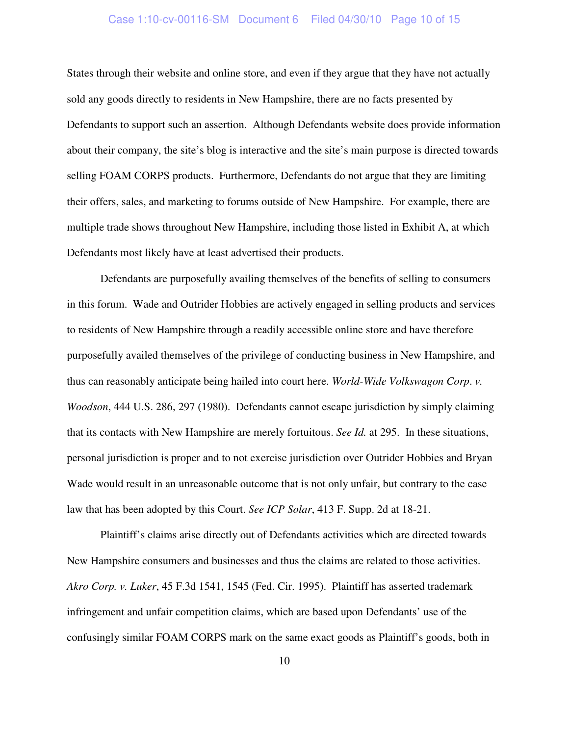States through their website and online store, and even if they argue that they have not actually sold any goods directly to residents in New Hampshire, there are no facts presented by Defendants to support such an assertion. Although Defendants website does provide information about their company, the site's blog is interactive and the site's main purpose is directed towards selling FOAM CORPS products. Furthermore, Defendants do not argue that they are limiting their offers, sales, and marketing to forums outside of New Hampshire. For example, there are multiple trade shows throughout New Hampshire, including those listed in Exhibit A, at which Defendants most likely have at least advertised their products.

Defendants are purposefully availing themselves of the benefits of selling to consumers in this forum. Wade and Outrider Hobbies are actively engaged in selling products and services to residents of New Hampshire through a readily accessible online store and have therefore purposefully availed themselves of the privilege of conducting business in New Hampshire, and thus can reasonably anticipate being hailed into court here. *World-Wide Volkswagon Corp. v. Woodson*, 444 U.S. 286, 297 (1980). Defendants cannot escape jurisdiction by simply claiming that its contacts with New Hampshire are merely fortuitous. *See Id.* at 295. In these situations, personal jurisdiction is proper and to not exercise jurisdiction over Outrider Hobbies and Bryan Wade would result in an unreasonable outcome that is not only unfair, but contrary to the case law that has been adopted by this Court. *See ICP Solar*, 413 F. Supp. 2d at 18-21.

Plaintiff's claims arise directly out of Defendants activities which are directed towards New Hampshire consumers and businesses and thus the claims are related to those activities. *Akro Corp. v. Luker*, 45 F.3d 1541, 1545 (Fed. Cir. 1995). Plaintiff has asserted trademark infringement and unfair competition claims, which are based upon Defendants' use of the confusingly similar FOAM CORPS mark on the same exact goods as Plaintiff's goods, both in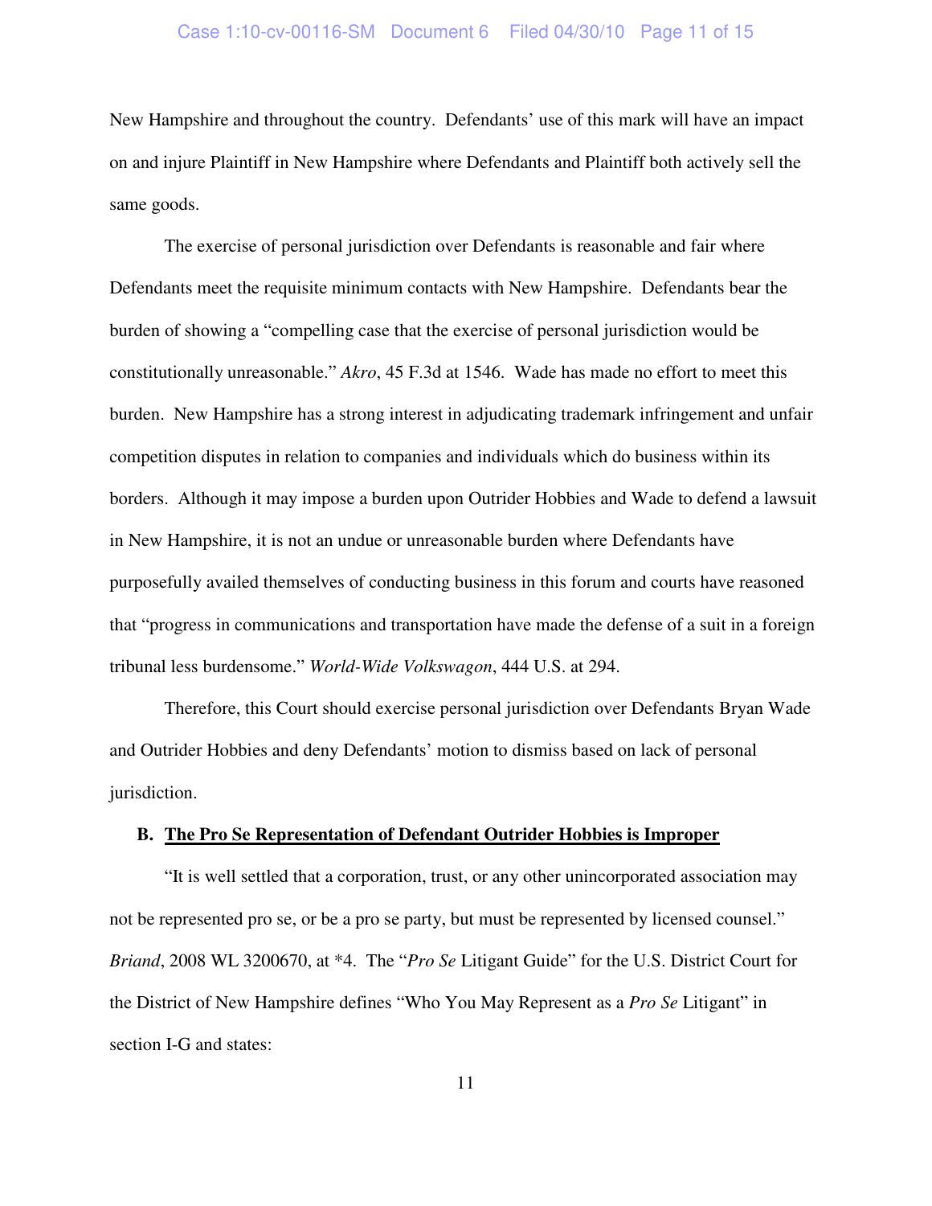New Hampshire and throughout the country. Defendants' use of this mark will have an impact on and injure Plaintiff in New Hampshire where Defendants and Plaintiff both actively sell the same goods.

The exercise of personal jurisdiction over Defendants is reasonable and fair where Defendants meet the requisite minimum contacts with New Hampshire. Defendants bear the burden of showing a "compelling case that the exercise of personal jurisdiction would be constitutionally unreasonable." *Akro*, 45 F.3d at 1546. Wade has made no effort to meet this burden. New Hampshire has a strong interest in adjudicating trademark infringement and unfair competition disputes in relation to companies and individuals which do business within its borders. Although it may impose a burden upon Outrider Hobbies and Wade to defend a lawsuit in New Hampshire, it is not an undue or unreasonable burden where Defendants have purposefully availed themselves of conducting business in this forum and courts have reasoned that "progress in communications and transportation have made the defense of a suit in a foreign tribunal less burdensome." *World-Wide Volkswagon*, 444 U.S. at 294.

Therefore, this Court should exercise personal jurisdiction over Defendants Bryan Wade and Outrider Hobbies and deny Defendants' motion to dismiss based on lack of personal jurisdiction.

### B. <u>The Pro Se Representation of Defendant Outrider Hobbies is Improper</u>

"It is well settled that a corporation, trust, or any other unincorporated association may not be represented pro se, or be a pro se party, but must be represented by licensed counsel." *Briand*, 2008 WL 3200670, at *4. The "*Pro Se* Litigant Guide" for the U.S. District Court for the District of New Hampshire defines "Who You May Represent as a *Pro Se* Litigant" in section I-G and states: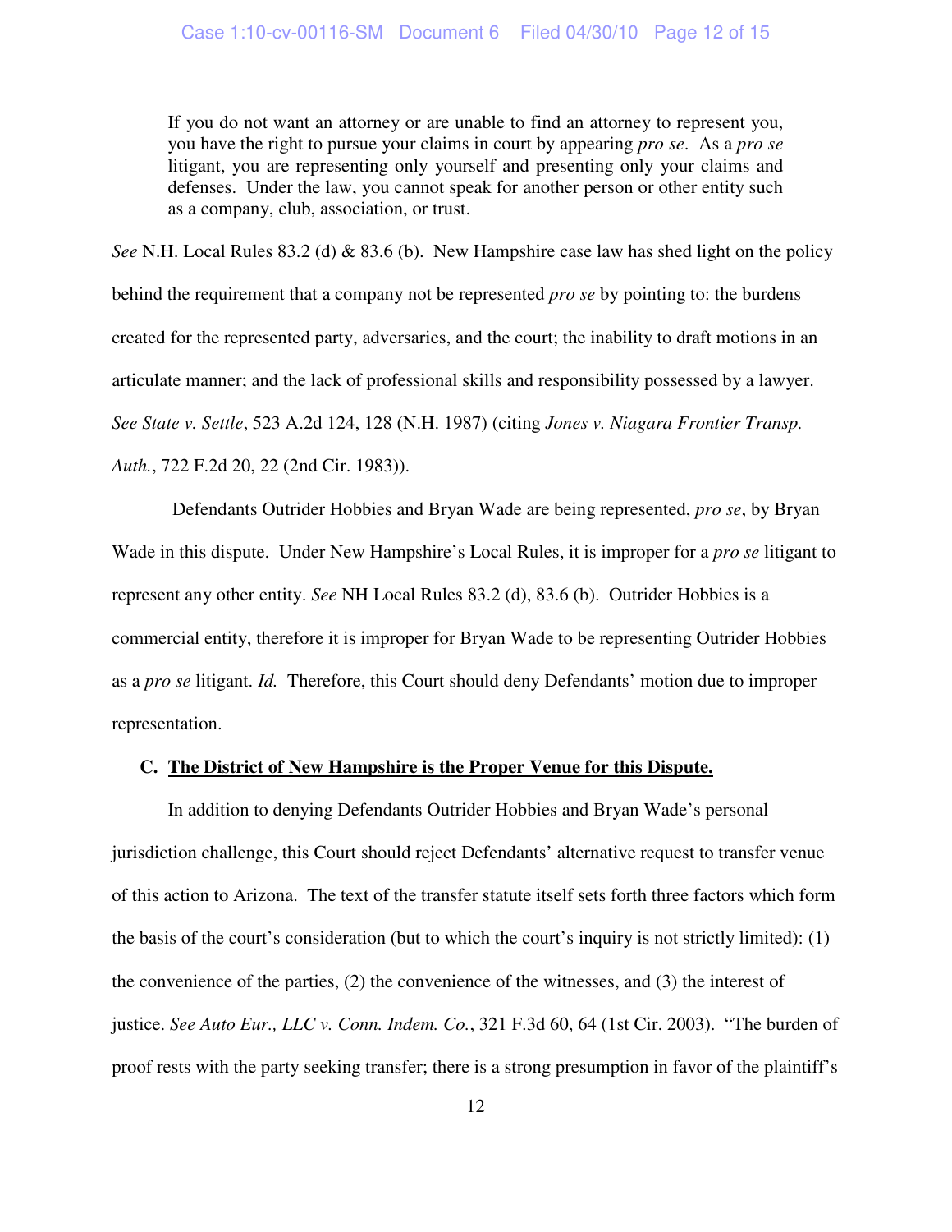> If you do not want an attorney or are unable to find an attorney to represent you, you have the right to pursue your claims in court by appearing *pro se*. As a *pro se* litigant, you are representing only yourself and presenting only your claims and defenses. Under the law, you cannot speak for another person or other entity such as a company, club, association, or trust.

*See* N.H. Local Rules 83.2 (d) & 83.6 (b). New Hampshire case law has shed light on the policy behind the requirement that a company not be represented *pro se* by pointing to: the burdens created for the represented party, adversaries, and the court; the inability to draft motions in an articulate manner; and the lack of professional skills and responsibility possessed by a lawyer. *See State v. Settle*, 523 A.2d 124, 128 (N.H. 1987) (citing *Jones v. Niagara Frontier Transp. Auth.*, 722 F.2d 20, 22 (2nd Cir. 1983)).

Defendants Outrider Hobbies and Bryan Wade are being represented, *pro se*, by Bryan Wade in this dispute. Under New Hampshire's Local Rules, it is improper for a *pro se* litigant to represent any other entity. *See* NH Local Rules 83.2 (d), 83.6 (b). Outrider Hobbies is a commercial entity, therefore it is improper for Bryan Wade to be representing Outrider Hobbies as a *pro se* litigant. *Id.* Therefore, this Court should deny Defendants' motion due to improper representation.

### C. <u>The District of New Hampshire is the Proper Venue for this Dispute.</u>

In addition to denying Defendants Outrider Hobbies and Bryan Wade's personal jurisdiction challenge, this Court should reject Defendants' alternative request to transfer venue of this action to Arizona. The text of the transfer statute itself sets forth three factors which form the basis of the court's consideration (but to which the court's inquiry is not strictly limited): (1) the convenience of the parties, (2) the convenience of the witnesses, and (3) the interest of justice. *See Auto Eur., LLC v. Conn. Indem. Co.*, 321 F.3d 60, 64 (1st Cir. 2003). "The burden of proof rests with the party seeking transfer; there is a strong presumption in favor of the plaintiff's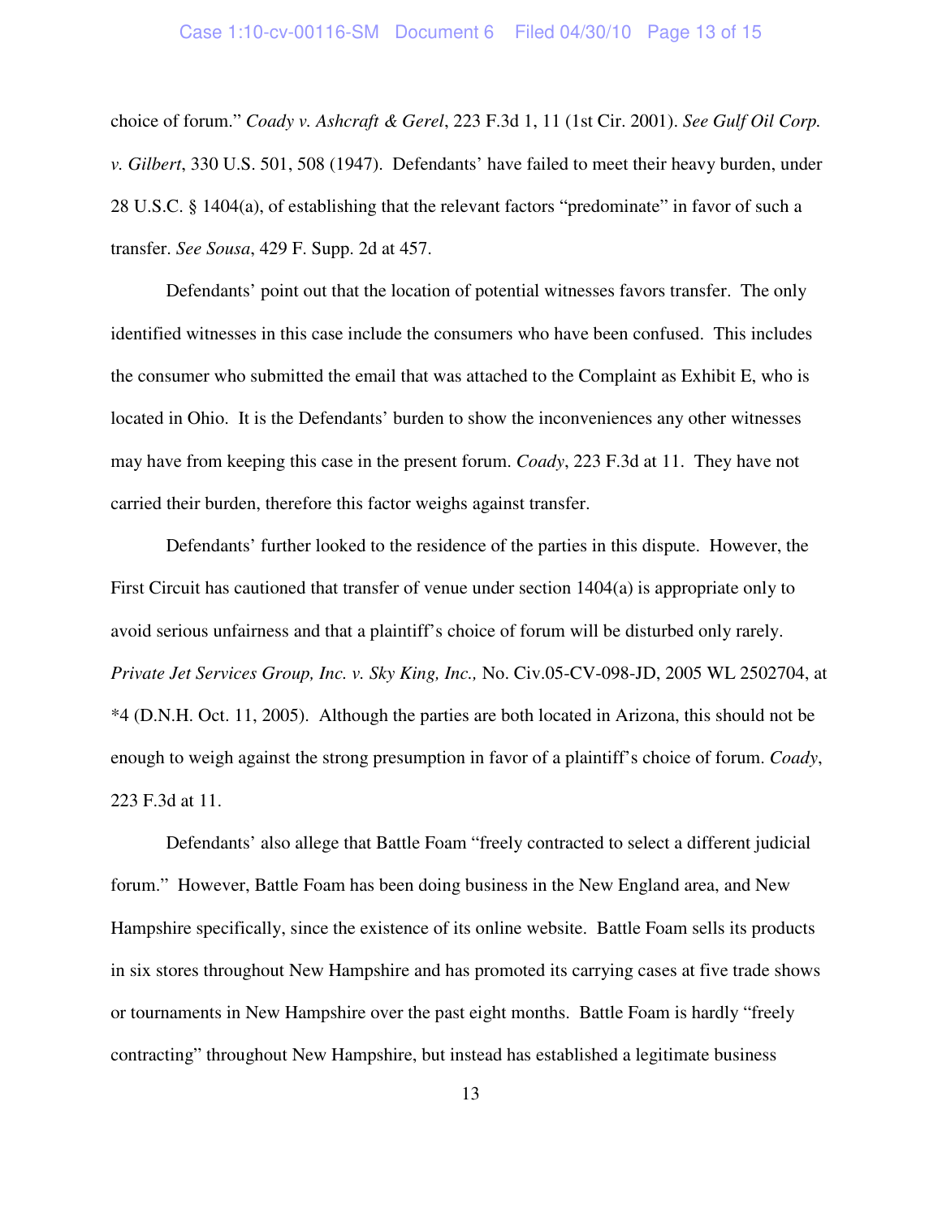choice of forum." *Coady v. Ashcraft & Gerel*, 223 F.3d 1, 11 (1st Cir. 2001). *See Gulf Oil Corp. v. Gilbert*, 330 U.S. 501, 508 (1947). Defendants' have failed to meet their heavy burden, under 28 U.S.C. § 1404(a), of establishing that the relevant factors "predominate" in favor of such a transfer. *See Sousa*, 429 F. Supp. 2d at 457.

Defendants' point out that the location of potential witnesses favors transfer. The only identified witnesses in this case include the consumers who have been confused. This includes the consumer who submitted the email that was attached to the Complaint as Exhibit E, who is located in Ohio. It is the Defendants' burden to show the inconveniences any other witnesses may have from keeping this case in the present forum. *Coady*, 223 F.3d at 11. They have not carried their burden, therefore this factor weighs against transfer.

Defendants' further looked to the residence of the parties in this dispute. However, the First Circuit has cautioned that transfer of venue under section 1404(a) is appropriate only to avoid serious unfairness and that a plaintiff's choice of forum will be disturbed only rarely. *Private Jet Services Group, Inc. v. Sky King, Inc.,* No. Civ.05-CV-098-JD, 2005 WL 2502704, at *4 (D.N.H. Oct. 11, 2005). Although the parties are both located in Arizona, this should not be enough to weigh against the strong presumption in favor of a plaintiff's choice of forum. *Coady*, 223 F.3d at 11.

Defendants' also allege that Battle Foam "freely contracted to select a different judicial forum." However, Battle Foam has been doing business in the New England area, and New Hampshire specifically, since the existence of its online website. Battle Foam sells its products in six stores throughout New Hampshire and has promoted its carrying cases at five trade shows or tournaments in New Hampshire over the past eight months. Battle Foam is hardly "freely contracting" throughout New Hampshire, but instead has established a legitimate business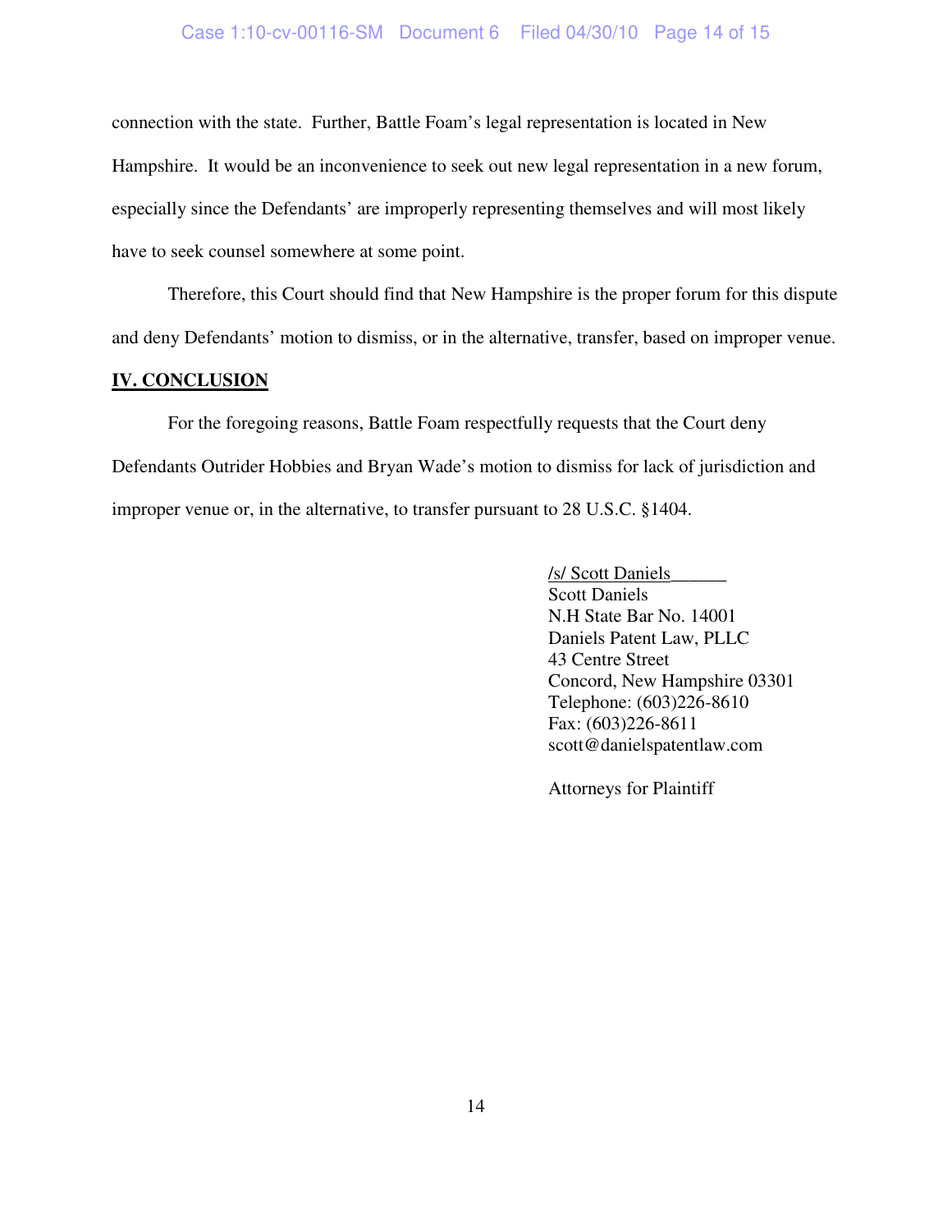connection with the state. Further, Battle Foam's legal representation is located in New Hampshire. It would be an inconvenience to seek out new legal representation in a new forum, especially since the Defendants' are improperly representing themselves and will most likely have to seek counsel somewhere at some point.

Therefore, this Court should find that New Hampshire is the proper forum for this dispute and deny Defendants' motion to dismiss, or in the alternative, transfer, based on improper venue.

## IV. CONCLUSION

For the foregoing reasons, Battle Foam respectfully requests that the Court deny Defendants Outrider Hobbies and Bryan Wade's motion to dismiss for lack of jurisdiction and improper venue or, in the alternative, to transfer pursuant to 28 U.S.C. §1404.

/s/ Scott Daniels______
Scott Daniels
N.H State Bar No. 14001
Daniels Patent Law, PLLC
43 Centre Street
Concord, New Hampshire 03301
Telephone: (603)226-8610
Fax: (603)226-8611
scott@danielspatentlaw.com

Attorneys for Plaintiff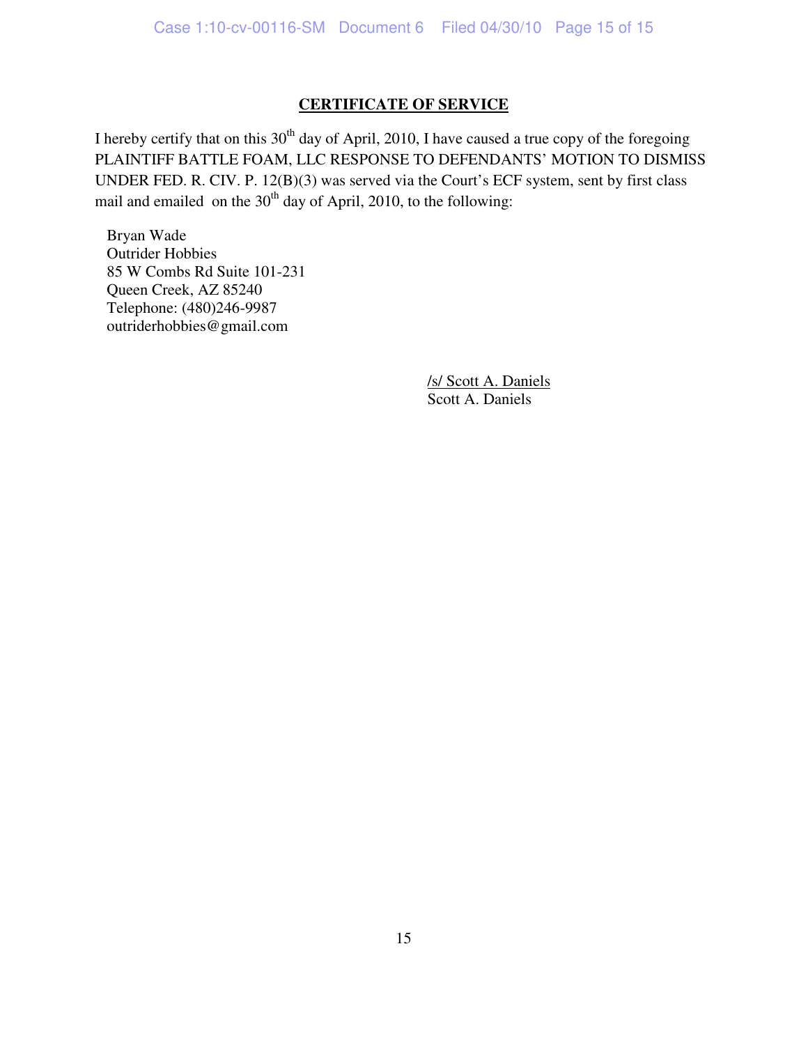## CERTIFICATE OF SERVICE

I hereby certify that on this 30th day of April, 2010, I have caused a true copy of the foregoing PLAINTIFF BATTLE FOAM, LLC RESPONSE TO DEFENDANTS' MOTION TO DISMISS UNDER FED. R. CIV. P. 12(B)(3) was served via the Court's ECF system, sent by first class mail and emailed on the 30th day of April, 2010, to the following:

Bryan Wade
Outrider Hobbies
85 W Combs Rd Suite 101-231
Queen Creek, AZ 85240
Telephone: (480)246-9987
outriderhobbies@gmail.com

/s/ Scott A. Daniels
Scott A. Daniels